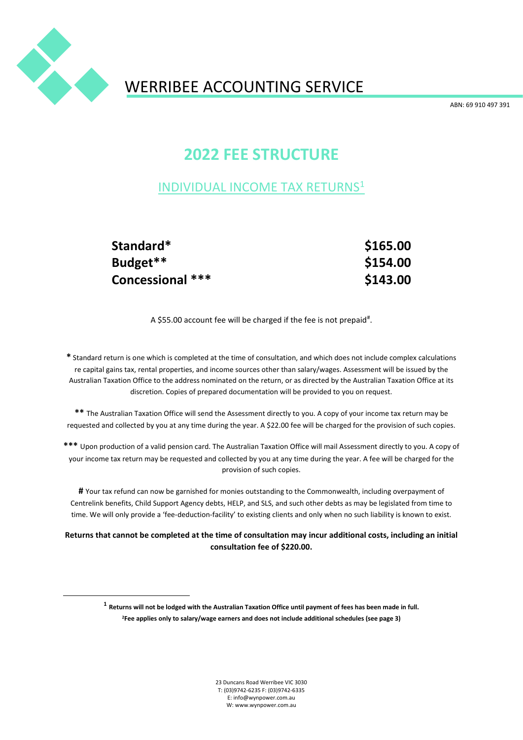# WERRIBEE ACCOUNTING SERVICE

ABN: 69 910 497 391

## 2022 FEE STRUCTURE

### INDIVIDUAL INCOME TAX RETURNS[1]

| | |
|---|---|
| **Standard*** | **$165.00** |
| **Budget**** | **$154.00** |
| **Concessional ***** | **$143.00** |

A $55.00 account fee will be charged if the fee is not prepaid[#].

**\*** Standard return is one which is completed at the time of consultation, and which does not include complex calculations re capital gains tax, rental properties, and income sources other than salary/wages. Assessment will be issued by the Australian Taxation Office to the address nominated on the return, or as directed by the Australian Taxation Office at its discretion. Copies of prepared documentation will be provided to you on request.

**\*\*** The Australian Taxation Office will send the Assessment directly to you. A copy of your income tax return may be requested and collected by you at any time during the year. A $22.00 fee will be charged for the provision of such copies.

**\*\*\*** Upon production of a valid pension card. The Australian Taxation Office will mail Assessment directly to you. A copy of your income tax return may be requested and collected by you at any time during the year. A fee will be charged for the provision of such copies.

**#** Your tax refund can now be garnished for monies outstanding to the Commonwealth, including overpayment of Centrelink benefits, Child Support Agency debts, HELP, and SLS, and such other debts as may be legislated from time to time. We will only provide a 'fee-deduction-facility' to existing clients and only when no such liability is known to exist.

**Returns that cannot be completed at the time of consultation may incur additional costs, including an initial consultation fee of $220.00.**

---

[1] **Returns will not be lodged with the Australian Taxation Office until payment of fees has been made in full.**

[2] **Fee applies only to salary/wage earners and does not include additional schedules (see page 3)**

23 Duncans Road Werribee VIC 3030
T: (03)9742-6235 F: (03)9742-6335
E: info@wynpower.com.au
W: www.wynpower.com.au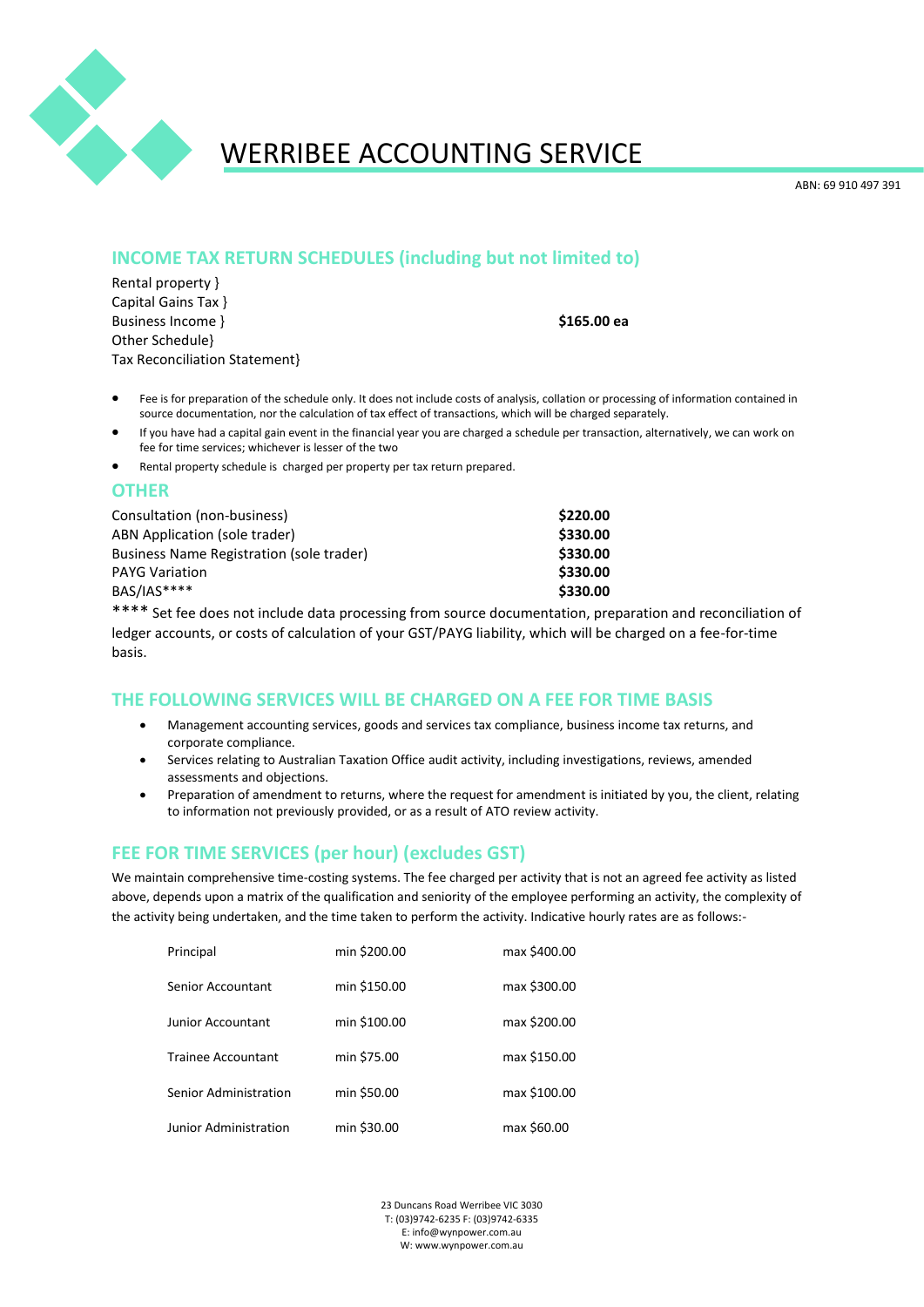# WERRIBEE ACCOUNTING SERVICE

ABN: 69 910 497 391

## INCOME TAX RETURN SCHEDULES (including but not limited to)

| | |
|---|---|
| Rental property }<br>Capital Gains Tax }<br>Business Income }<br>Other Schedule}<br>Tax Reconciliation Statement} | **$165.00 ea** |

- Fee is for preparation of the schedule only. It does not include costs of analysis, collation or processing of information contained in source documentation, nor the calculation of tax effect of transactions, which will be charged separately.
- If you have had a capital gain event in the financial year you are charged a schedule per transaction, alternatively, we can work on fee for time services; whichever is lesser of the two
- Rental property schedule is charged per property per tax return prepared.

## OTHER

| | |
|---|---|
| Consultation (non-business) | **$220.00** |
| ABN Application (sole trader) | **$330.00** |
| Business Name Registration (sole trader) | **$330.00** |
| PAYG Variation | **$330.00** |
| BAS/IAS**** | **$330.00** |

**** Set fee does not include data processing from source documentation, preparation and reconciliation of ledger accounts, or costs of calculation of your GST/PAYG liability, which will be charged on a fee-for-time basis.

## THE FOLLOWING SERVICES WILL BE CHARGED ON A FEE FOR TIME BASIS

- Management accounting services, goods and services tax compliance, business income tax returns, and corporate compliance.
- Services relating to Australian Taxation Office audit activity, including investigations, reviews, amended assessments and objections.
- Preparation of amendment to returns, where the request for amendment is initiated by you, the client, relating to information not previously provided, or as a result of ATO review activity.

## FEE FOR TIME SERVICES (per hour) (excludes GST)

We maintain comprehensive time-costing systems. The fee charged per activity that is not an agreed fee activity as listed above, depends upon a matrix of the qualification and seniority of the employee performing an activity, the complexity of the activity being undertaken, and the time taken to perform the activity. Indicative hourly rates are as follows:-

| | | |
|---|---|---|
| Principal | min $200.00 | max $400.00 |
| Senior Accountant | min $150.00 | max $300.00 |
| Junior Accountant | min $100.00 | max $200.00 |
| Trainee Accountant | min $75.00 | max $150.00 |
| Senior Administration | min $50.00 | max $100.00 |
| Junior Administration | min $30.00 | max $60.00 |

23 Duncans Road Werribee VIC 3030
T: (03)9742-6235 F: (03)9742-6335
E: info@wynpower.com.au
W: www.wynpower.com.au